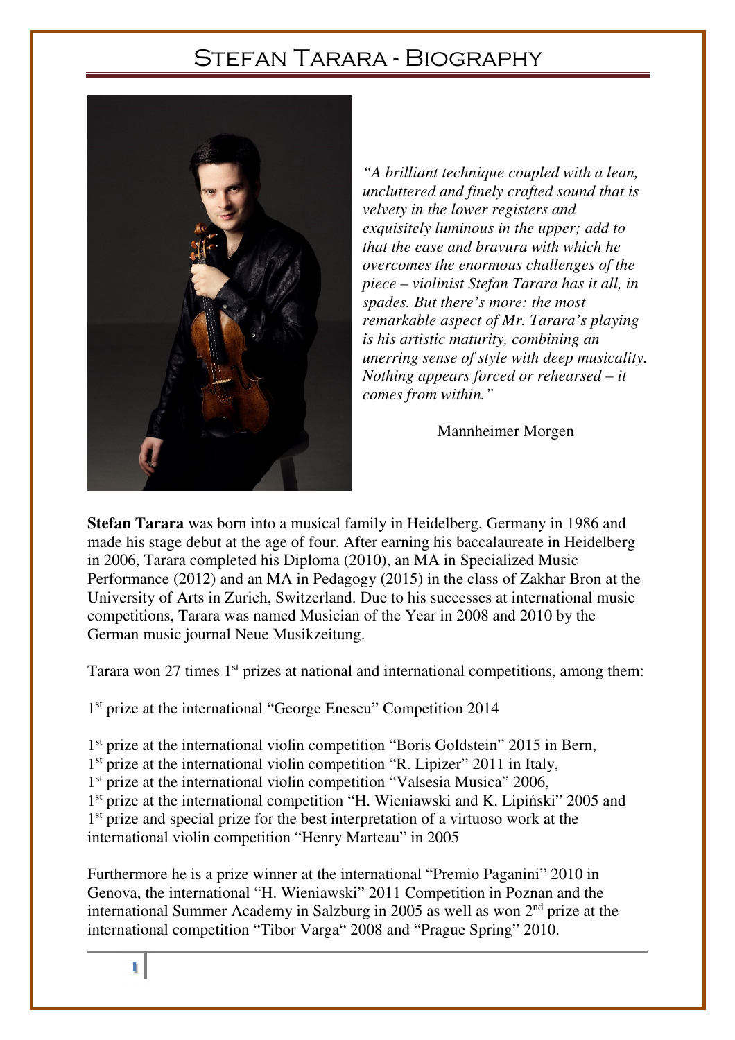# Stefan Tarara - Biography

*"A brilliant technique coupled with a lean, uncluttered and finely crafted sound that is velvety in the lower registers and exquisitely luminous in the upper; add to that the ease and bravura with which he overcomes the enormous challenges of the piece – violinist Stefan Tarara has it all, in spades. But there's more: the most remarkable aspect of Mr. Tarara's playing is his artistic maturity, combining an unerring sense of style with deep musicality. Nothing appears forced or rehearsed – it comes from within."*

Mannheimer Morgen

**Stefan Tarara** was born into a musical family in Heidelberg, Germany in 1986 and made his stage debut at the age of four. After earning his baccalaureate in Heidelberg in 2006, Tarara completed his Diploma (2010), an MA in Specialized Music Performance (2012) and an MA in Pedagogy (2015) in the class of Zakhar Bron at the University of Arts in Zurich, Switzerland. Due to his successes at international music competitions, Tarara was named Musician of the Year in 2008 and 2010 by the German music journal Neue Musikzeitung.

Tarara won 27 times 1st prizes at national and international competitions, among them:

1st prize at the international "George Enescu" Competition 2014

1st prize at the international violin competition "Boris Goldstein" 2015 in Bern,
1st prize at the international violin competition "R. Lipizer" 2011 in Italy,
1st prize at the international violin competition "Valsesia Musica" 2006,
1st prize at the international competition "H. Wieniawski and K. Lipiński" 2005 and
1st prize and special prize for the best interpretation of a virtuoso work at the international violin competition "Henry Marteau" in 2005

Furthermore he is a prize winner at the international "Premio Paganini" 2010 in Genova, the international "H. Wieniawski" 2011 Competition in Poznan and the international Summer Academy in Salzburg in 2005 as well as won 2nd prize at the international competition "Tibor Varga" 2008 and "Prague Spring" 2010.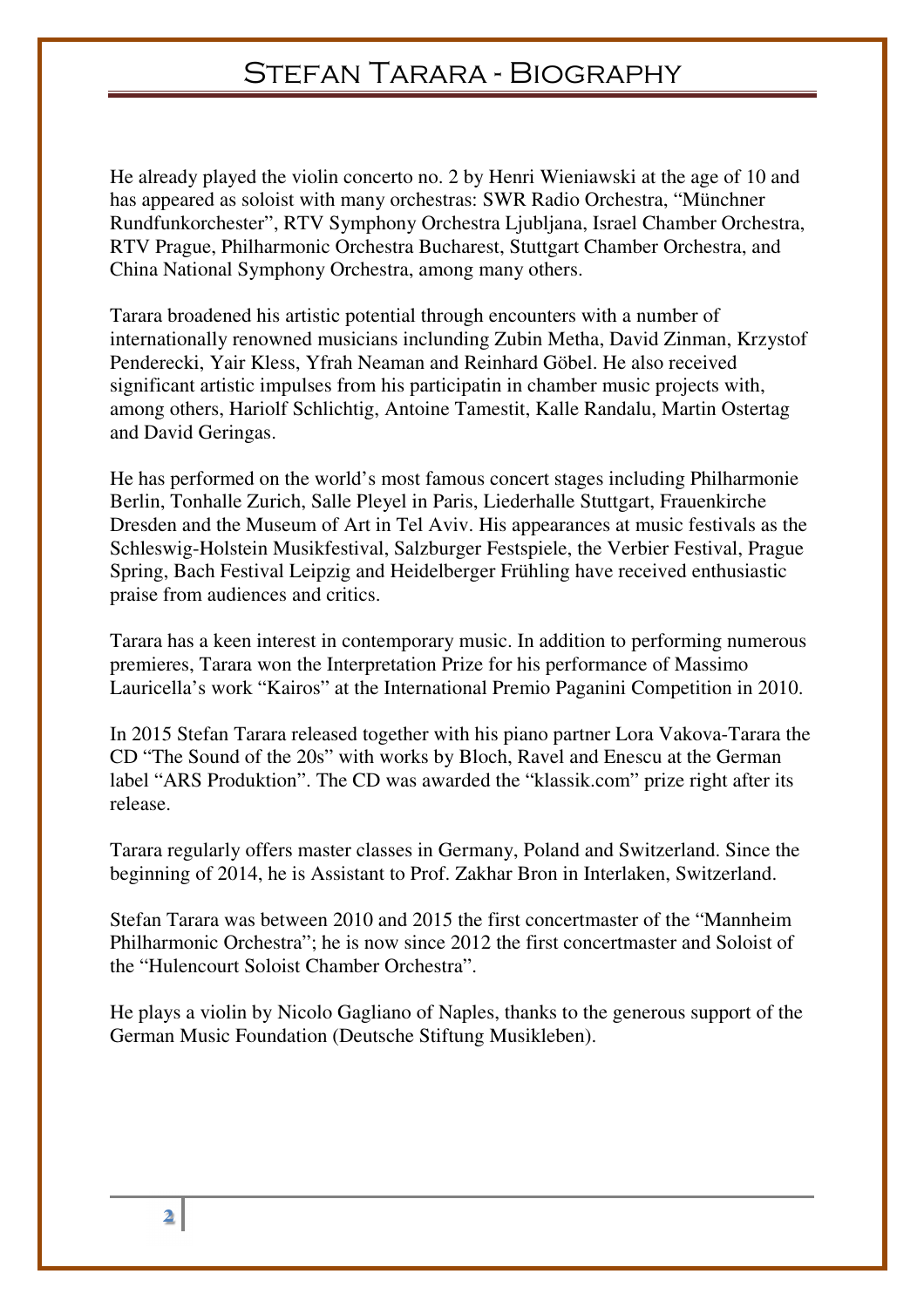# Stefan Tarara - Biography

He already played the violin concerto no. 2 by Henri Wieniawski at the age of 10 and has appeared as soloist with many orchestras: SWR Radio Orchestra, "Münchner Rundfunkorchester", RTV Symphony Orchestra Ljubljana, Israel Chamber Orchestra, RTV Prague, Philharmonic Orchestra Bucharest, Stuttgart Chamber Orchestra, and China National Symphony Orchestra, among many others.

Tarara broadened his artistic potential through encounters with a number of internationally renowned musicians inclunding Zubin Metha, David Zinman, Krzystof Penderecki, Yair Kless, Yfrah Neaman and Reinhard Göbel. He also received significant artistic impulses from his participatin in chamber music projects with, among others, Hariolf Schlichtig, Antoine Tamestit, Kalle Randalu, Martin Ostertag and David Geringas.

He has performed on the world's most famous concert stages including Philharmonie Berlin, Tonhalle Zurich, Salle Pleyel in Paris, Liederhalle Stuttgart, Frauenkirche Dresden and the Museum of Art in Tel Aviv. His appearances at music festivals as the Schleswig-Holstein Musikfestival, Salzburger Festspiele, the Verbier Festival, Prague Spring, Bach Festival Leipzig and Heidelberger Frühling have received enthusiastic praise from audiences and critics.

Tarara has a keen interest in contemporary music. In addition to performing numerous premieres, Tarara won the Interpretation Prize for his performance of Massimo Lauricella's work "Kairos" at the International Premio Paganini Competition in 2010.

In 2015 Stefan Tarara released together with his piano partner Lora Vakova-Tarara the CD "The Sound of the 20s" with works by Bloch, Ravel and Enescu at the German label "ARS Produktion". The CD was awarded the "klassik.com" prize right after its release.

Tarara regularly offers master classes in Germany, Poland and Switzerland. Since the beginning of 2014, he is Assistant to Prof. Zakhar Bron in Interlaken, Switzerland.

Stefan Tarara was between 2010 and 2015 the first concertmaster of the "Mannheim Philharmonic Orchestra"; he is now since 2012 the first concertmaster and Soloist of the "Hulencourt Soloist Chamber Orchestra".

He plays a violin by Nicolo Gagliano of Naples, thanks to the generous support of the German Music Foundation (Deutsche Stiftung Musikleben).